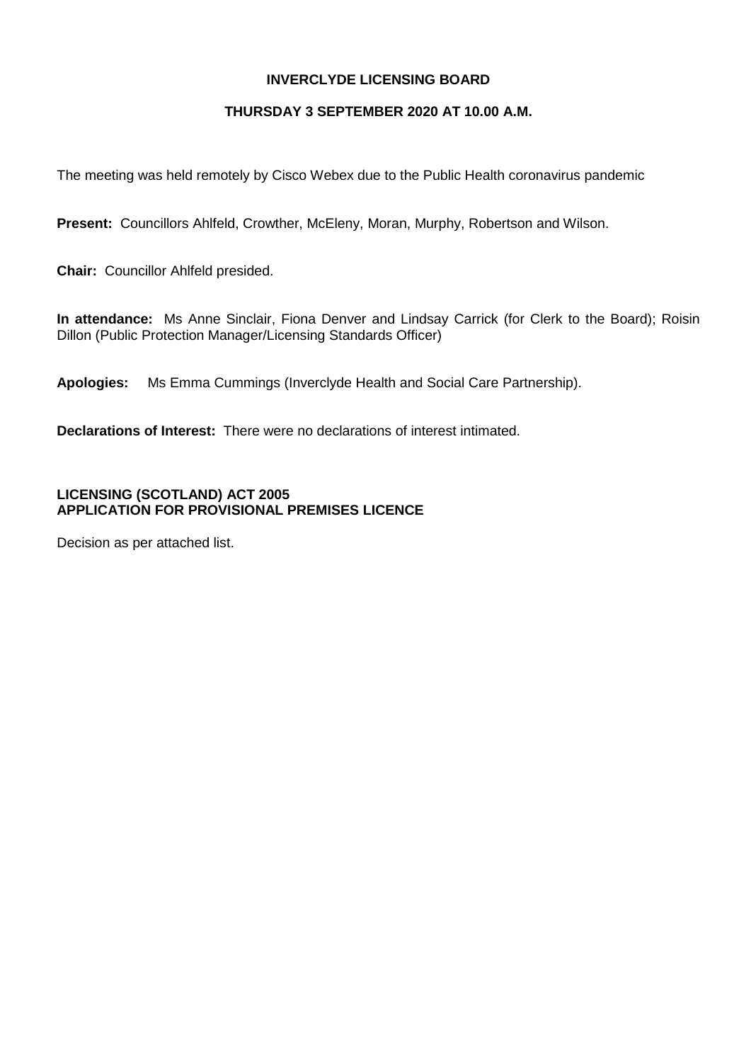# INVERCLYDE LICENSING BOARD

## THURSDAY 3 SEPTEMBER 2020 AT 10.00 A.M.

The meeting was held remotely by Cisco Webex due to the Public Health coronavirus pandemic

**Present:** Councillors Ahlfeld, Crowther, McEleny, Moran, Murphy, Robertson and Wilson.

**Chair:** Councillor Ahlfeld presided.

**In attendance:** Ms Anne Sinclair, Fiona Denver and Lindsay Carrick (for Clerk to the Board); Roisin Dillon (Public Protection Manager/Licensing Standards Officer)

**Apologies:** Ms Emma Cummings (Inverclyde Health and Social Care Partnership).

**Declarations of Interest:** There were no declarations of interest intimated.

**LICENSING (SCOTLAND) ACT 2005**
**APPLICATION FOR PROVISIONAL PREMISES LICENCE**

Decision as per attached list.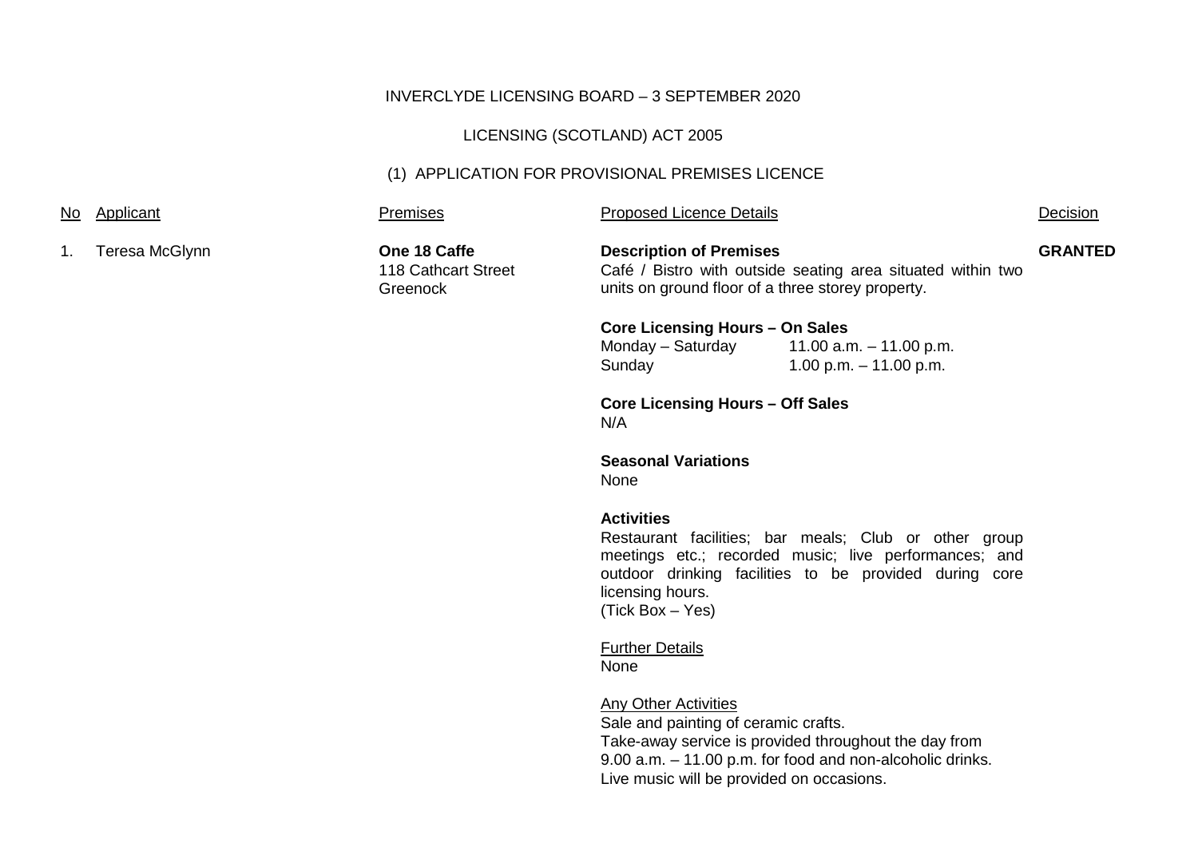INVERCLYDE LICENSING BOARD – 3 SEPTEMBER 2020

LICENSING (SCOTLAND) ACT 2005

(1) APPLICATION FOR PROVISIONAL PREMISES LICENCE

| No | Applicant | Premises | Proposed Licence Details | Decision |
|---|---|---|---|---|
| 1. | Teresa McGlynn | **One 18 Caffe**<br>118 Cathcart Street<br>Greenock | **Description of Premises**<br>Café / Bistro with outside seating area situated within two units on ground floor of a three storey property.<br><br>**Core Licensing Hours – On Sales**<br>Monday – Saturday 11.00 a.m. – 11.00 p.m.<br>Sunday 1.00 p.m. – 11.00 p.m.<br><br>**Core Licensing Hours – Off Sales**<br>N/A<br><br>**Seasonal Variations**<br>None<br><br>**Activities**<br>Restaurant facilities; bar meals; Club or other group meetings etc.; recorded music; live performances; and outdoor drinking facilities to be provided during core licensing hours.<br>(Tick Box – Yes)<br><br>Further Details<br>None<br><br>Any Other Activities<br>Sale and painting of ceramic crafts.<br>Take-away service is provided throughout the day from 9.00 a.m. – 11.00 p.m. for food and non-alcoholic drinks.<br>Live music will be provided on occasions. | **GRANTED** |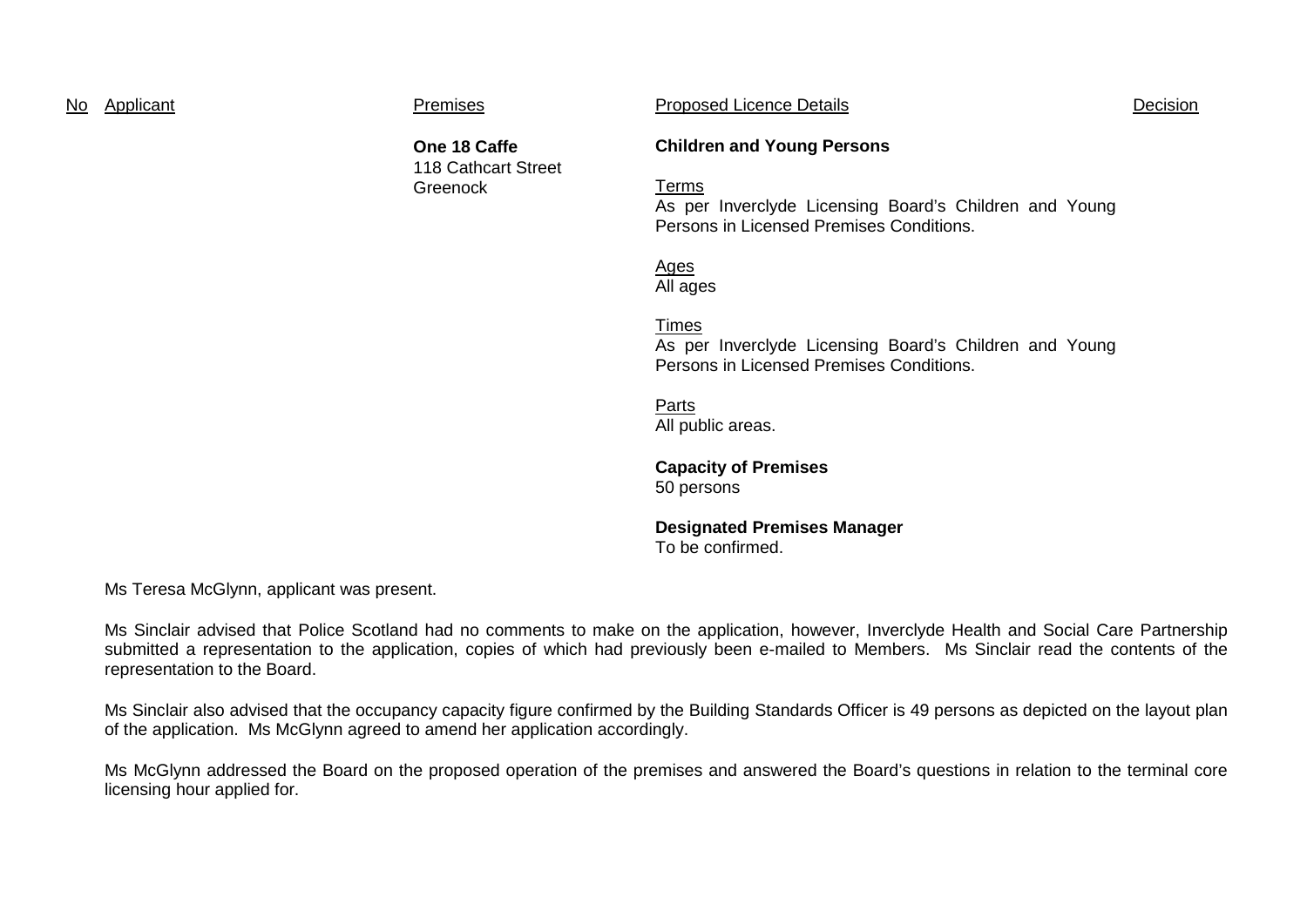| No | Applicant | Premises | Proposed Licence Details | Decision |
|---|---|---|---|---|
| | | **One 18 Caffe**<br>118 Cathcart Street<br>Greenock | **Children and Young Persons**<br><br>Terms<br>As per Inverclyde Licensing Board's Children and Young Persons in Licensed Premises Conditions.<br><br>Ages<br>All ages<br><br>Times<br>As per Inverclyde Licensing Board's Children and Young Persons in Licensed Premises Conditions.<br><br>Parts<br>All public areas.<br><br>**Capacity of Premises**<br>50 persons<br><br>**Designated Premises Manager**<br>To be confirmed. | |

Ms Teresa McGlynn, applicant was present.

Ms Sinclair advised that Police Scotland had no comments to make on the application, however, Inverclyde Health and Social Care Partnership submitted a representation to the application, copies of which had previously been e-mailed to Members. Ms Sinclair read the contents of the representation to the Board.

Ms Sinclair also advised that the occupancy capacity figure confirmed by the Building Standards Officer is 49 persons as depicted on the layout plan of the application. Ms McGlynn agreed to amend her application accordingly.

Ms McGlynn addressed the Board on the proposed operation of the premises and answered the Board's questions in relation to the terminal core licensing hour applied for.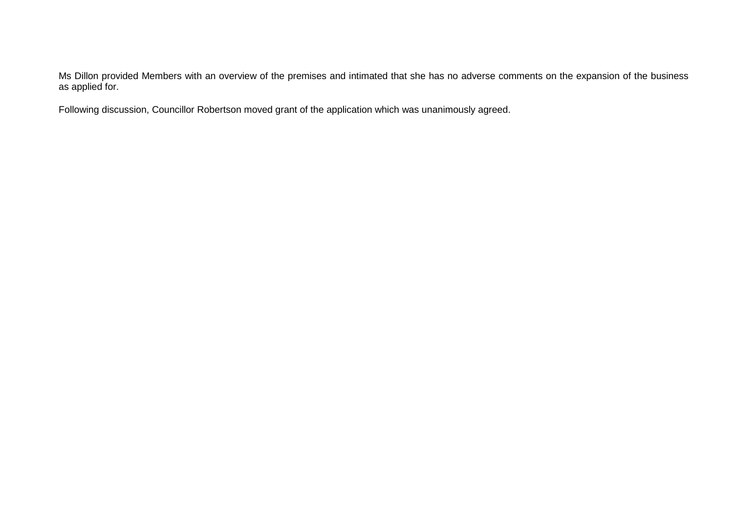Ms Dillon provided Members with an overview of the premises and intimated that she has no adverse comments on the expansion of the business as applied for.

Following discussion, Councillor Robertson moved grant of the application which was unanimously agreed.